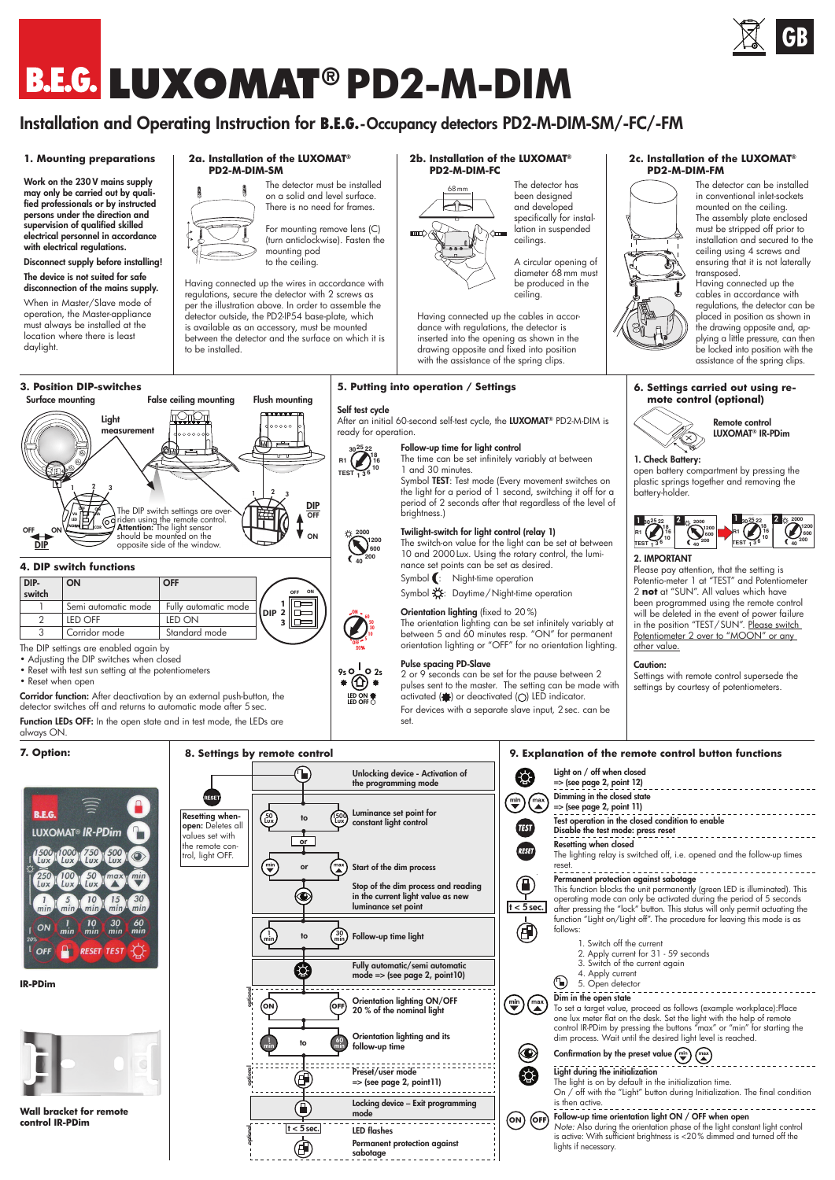# B.E.G. LUXOMAT® PD2-M-DIM

## Installation and Operating Instruction for B.E.G.-Occupancy detectors PD2-M-DIM-SM/-FC/-FM

### 1. Mounting preparations

**Work on the 230 V mains supply may only be carried out by qualified professionals or by instructed persons under the direction and supervision of qualified skilled electrical personnel in accordance with electrical regulations.**

**Disconnect supply before installing!**

**The device is not suited for safe disconnection of the mains supply.**

When in Master/Slave mode of operation, the Master-appliance must always be installed at the location where there is least daylight.

### 2a. Installation of the LUXOMAT® PD2-M-DIM-SM

The detector must be installed on a solid and level surface. There is no need for frames.

For mounting remove lens (C) (turn anticlockwise). Fasten the mounting pod to the ceiling.

Having connected up the wires in accordance with regulations, secure the detector with 2 screws as per the illustration above. In order to assemble the detector outside, the PD2-IP54 base-plate, which is available as an accessory, must be mounted between the detector and the surface on which it is to be installed.

### 2b. Installation of the LUXOMAT® PD2-M-DIM-FC

The detector has been designed and developed specifically for installation in suspended ceilings.

A circular opening of diameter 68 mm must be produced in the ceiling.

Having connected up the cables in accordance with regulations, the detector is inserted into the opening as shown in the drawing opposite and fixed into position with the assistance of the spring clips.

### 2c. Installation of the LUXOMAT® PD2-M-DIM-FM

The detector can be installed in conventional inlet-sockets mounted on the ceiling. The assembly plate enclosed must be stripped off prior to installation and secured to the ceiling using 4 screws and ensuring that it is not laterally transposed.

Having connected up the cables in accordance with regulations, the detector can be placed in position as shown in the drawing opposite, and, applying a little pressure, can then be locked into position with the assistance of the spring clips.

### 3. Position DIP-switches

Surface mounting — False ceiling mounting — Flush mounting

Light measurement

The DIP switch settings are overriden using the remote control. **Attention:** The light sensor should be mounted on the opposite side of the window.

### 4. DIP switch functions

| DIP-switch | ON | OFF |
|---|---|---|
| 1 | Semi automatic mode | Fully automatic mode |
| 2 | LED OFF | LED ON |
| 3 | Corridor mode | Standard mode |

The DIP settings are enabled again by
- Adjusting the DIP switches when closed
- Reset with test sun setting at the potentiometers
- Reset when open

**Corridor function:** After deactivation by an external push-button, the detector switches off and returns to automatic mode after 5 sec.

**Function LEDs OFF:** In the open state and in test mode, the LEDs are always ON.

### 5. Putting into operation / Settings

**Self test cycle**
After an initial 60-second self-test cycle, the **LUXOMAT®** PD2-M-DIM is ready for operation.

**Follow-up time for light control**
The time can be set infinitely variably at between 1 and 30 minutes.
Symbol **TEST**: Test mode (Every movement switches on the light for a period of 1 second, switching it off for a period of 2 seconds after that regardless of the level of brightness.)

**Twilight-switch for light control (relay 1)**
The switch-on value for the light can be set at between 10 and 2000 Lux. Using the rotary control, the luminance set points can be set as desired.
Symbol ☾: Night-time operation
Symbol ☼: Daytime / Night-time operation

**Orientation lighting** (fixed to 20 %)
The orientation lighting can be set infinitely variably at between 5 and 60 minutes resp. "ON" for permanent orientation lighting or "OFF" for no orientation lighting.

**Pulse spacing PD-Slave**
2 or 9 seconds can be set for the pause between 2 pulses sent to the master. The setting can be made with activated (✱) or deactivated (○) LED indicator.
For devices with a separate slave input, 2 sec. can be set.

### 6. Settings carried out using remote control (optional)

Remote control LUXOMAT® IR-PDim

**1. Check Battery:**
open battery compartment by pressing the plastic springs together and removing the battery-holder.

**2. IMPORTANT**
Please pay attention, that the setting is Potentio-meter 1 at "TEST" and Potentiometer 2 **not** at "SUN". All values which have been programmed using the remote control will be deleted in the event of power failure in the position "TEST / SUN". Please switch Potentiometer 2 over to "MOON" or any other value.

**Caution:**
Settings with remote control supersede the settings by courtesy of potentiometers.

### 7. Option:

IR-PDim

**Wall bracket for remote control IR-PDim**

### 8. Settings by remote control

**RESET** — Resetting when open: Deletes all values set with the remote control, light OFF.

- Unlocking device - Activation of the programming mode
- 50 Lux to 500 Lux: Luminance set point for constant light control
- or
- min or max: Start of the dim process
- Stop of the dim process and reading in the current light value as new luminance set point
- 1 min to 30 min: Follow-up time light
- Fully automatic/semi automatic mode => (see page 2, point 10)
- (optional) ON / OFF: Orientation lighting ON/OFF 20 % of the nominal light
- 1 min to 60 min: Orientation lighting and its follow-up time
- (optional) Preset/user mode => (see page 2, point 11)
- Locking device – Exit programming mode
- (optional) t < 5 sec.: LED flashes — Permanent protection against sabotage

### 9. Explanation of the remote control button functions

**Light on / off when closed**
=> (see page 2, point 12)

**Dimming in the closed state**
=> (see page 2, point 11)

**Test operation in the closed condition to enable**
Disable the test mode: press reset

**Resetting when closed**
The lighting relay is switched off, i.e. opened and the follow-up times reset.

**Permanent protection against sabotage**
This function blocks the unit permanently (green LED is illuminated). This operating mode can only be activated during the period of 5 seconds after pressing the "lock" button. This status will only permit actuating the function "Light on/Light off". The procedure for leaving this mode is as follows:

1. Switch off the current
2. Apply current for 31 - 59 seconds
3. Switch of the current again
4. Apply current
5. Open detector

**Dim in the open state**
To set a target value, proceed as follows (example workplace):Place one lux meter flat on the desk. Set the light with the help of remote control IR-PDim by pressing the buttons "max" or "min" for starting the dim process. Until the desired light level is reached.

**Confirmation by the preset value** (min) (max)

**Light during the initialization**
The light is on by default in the initialization time.
On / off with the "Light" button during Initialization. The final condition is then active.

**Follow-up time orientation light ON / OFF when open**
*Note:* Also during the orientation phase of the light constant light control is active: With sufficient brightness is <20 % dimmed and turned off the lights if necessary.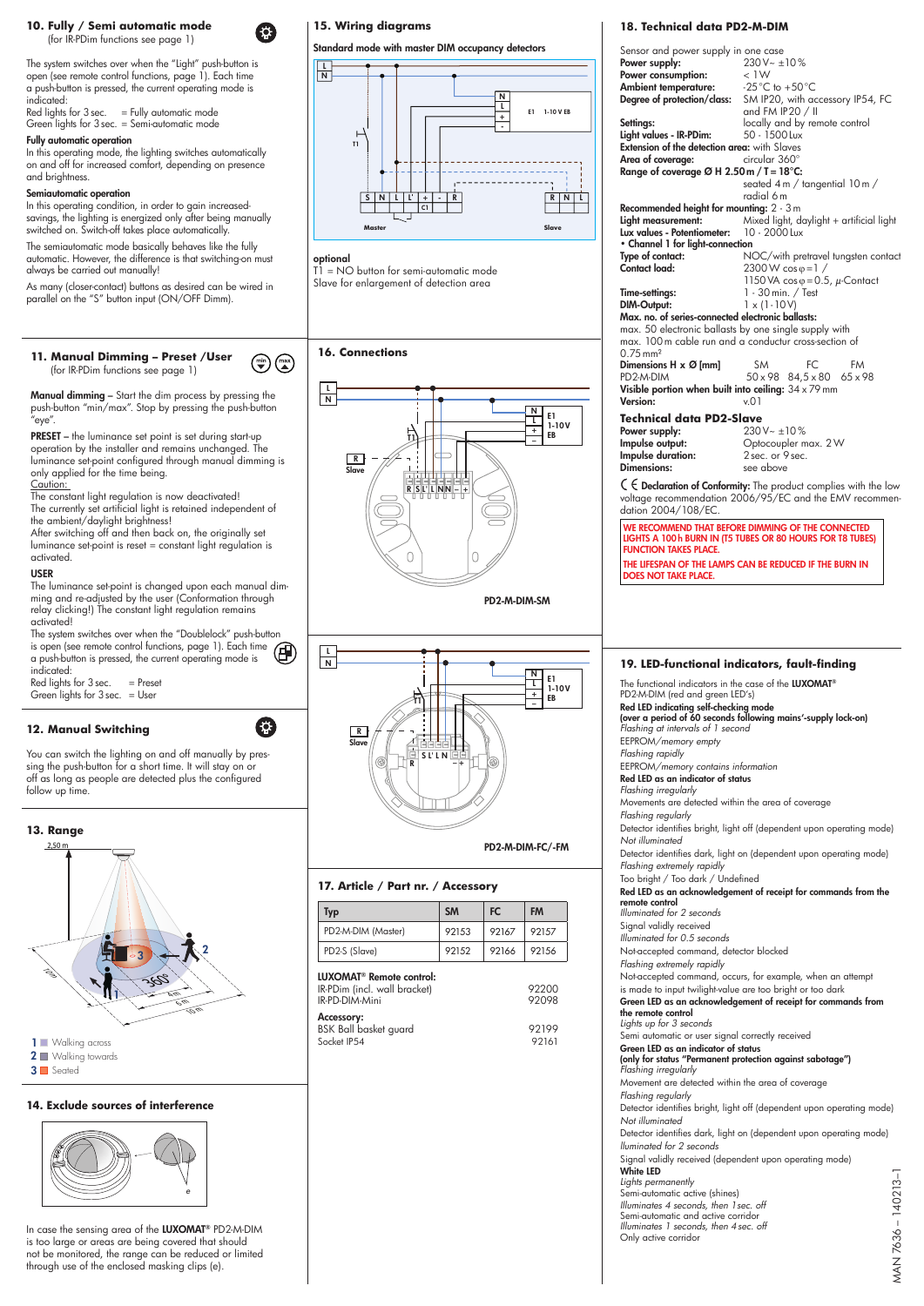## 10. Fully / Semi automatic mode

(for IR-PDim functions see page 1)

The system switches over when the "Light" push-button is open (see remote control functions, page 1). Each time a push-button is pressed, the current operating mode is indicated:

Red lights for 3 sec. = Fully automatic mode
Green lights for 3 sec. = Semi-automatic mode

**Fully automatic operation**

In this operating mode, the lighting switches automatically on and off for increased comfort, depending on presence and brightness.

**Semiautomatic operation**

In this operating condition, in order to gain increased-savings, the lighting is energized only after being manually switched on. Switch-off takes place automatically.

The semiautomatic mode basically behaves like the fully automatic. However, the difference is that switching-on must always be carried out manually!

As many (closer-contact) buttons as desired can be wired in parallel on the "S" button input (ON/OFF Dimm).

## 11. Manual Dimming – Preset /User

(for IR-PDim functions see page 1)

**Manual dimming** – Start the dim process by pressing the push-button "min/max". Stop by pressing the push-button "eye".

**PRESET** – the luminance set point is set during start-up operation by the installer and remains unchanged. The luminance set-point configured through manual dimming is only applied for the time being.

Caution:

The constant light regulation is now deactivated!
The currently set artificial light is retained independent of the ambient/daylight brightness!
After switching off and then back on, the originally set luminance set-point is reset = constant light regulation is activated.

**USER**

The luminance set-point is changed upon each manual dimming and re-adjusted by the user (Conformation through relay clicking!) The constant light regulation remains activated!

The system switches over when the "Doubleclock" push-button is open (see remote control functions, page 1). Each time a push-button is pressed, the current operating mode is indicated:

Red lights for 3 sec. = Preset
Green lights for 3 sec. = User

## 12. Manual Switching

You can switch the lighting on and off manually by pressing the push-button for a short time. It will stay on or off as long as people are detected plus the configured follow up time.

## 13. Range

2,50 m

360°

4 m
6 m
10 m

1 Walking across
2 Walking towards
3 Seated

## 14. Exclude sources of interference

In case the sensing area of the **LUXOMAT®** PD2-M-DIM is too large or areas are being covered that should not be monitored, the range can be reduced or limited through use of the enclosed masking clips (e).

## 15. Wiring diagrams

**Standard mode with master DIM occupancy detectors**

L
N
T1
N L + -
E1 1-10 V EB
S N L L' + - R
C1
R N L
Master
Slave

**optional**

T1 = NO button for semi-automatic mode
Slave for enlargement of detection area

## 16. Connections

L
N
R
Slave
T1
N L + -
E1 1-10V EB
R S L' L N N - +

**PD2-M-DIM-SM**

L
N
R
Slave
T1
N L + -
E1 1-10V EB
S L' L N
R
- +

**PD2-M-DIM-FC/-FM**

## 17. Article / Part nr. / Accessory

| Typ | SM | FC | FM |
|---|---|---|---|
| PD2-M-DIM (Master) | 92153 | 92167 | 92157 |
| PD2-S (Slave) | 92152 | 92166 | 92156 |

**LUXOMAT® Remote control:**

| | |
|---|---|
| IR-PDim (incl. wall bracket) | 92200 |
| IR-PD-DIM-Mini | 92098 |

**Accessory:**

| | |
|---|---|
| BSK Ball basket guard | 92199 |
| Socket IP54 | 92161 |

## 18. Technical data PD2-M-DIM

Sensor and power supply in one case

**Power supply:** 230 V~ ±10 %
**Power consumption:** < 1 W
**Ambient temperature:** -25 °C to +50 °C
**Degree of protection/class:** SM IP20, with accessory IP54, FC and FM IP20 / II
**Settings:** locally and by remote control
**Light values - IR-PDim:** 50 - 1500 Lux
**Extension of the detection area:** with Slaves
**Area of coverage:** circular 360°
**Range of coverage Ø H 2.50 m / T = 18°C:** seated 4 m / tangential 10 m / radial 6 m
**Recommended height for mounting:** 2 - 3 m
**Light measurement:** Mixed light, daylight + artificial light
**Lux values - Potentiometer:** 10 - 2000 Lux

**• Channel 1 for light-connection**

**Type of contact:** NOC/with pretravel tungsten contact
**Contact load:** 2300 W cos φ = 1 / 1150 VA cos φ = 0.5, μ-Contact
**Time-settings:** 1 - 30 min. / Test
**DIM-Output:** 1 x (1-10 V)
**Max. no. of series-connected electronic ballasts:**
max. 50 electronic ballasts by one single supply with max. 100 m cable run and a conductor cross-section of 0.75 mm²

| **Dimensions H x Ø [mm]** | SM | FC | FM |
|---|---|---|---|
| PD2-M-DIM | 50 x 98 | 84,5 x 80 | 65 x 98 |

**Visible portion when built into ceiling:** 34 x 79 mm
**Version:** v.01

### Technical data PD2-Slave

**Power supply:** 230 V~ ±10 %
**Impulse output:** Optocoupler max. 2 W
**Impulse duration:** 2 sec. or 9 sec.
**Dimensions:** see above

CE **Declaration of Conformity:** The product complies with the low voltage recommendation 2006/95/EC and the EMV recommendation 2004/108/EC.

WE RECOMMEND THAT BEFORE DIMMING OF THE CONNECTED LIGHTS A 100 h BURN IN (T5 TUBES OR 80 HOURS FOR T8 TUBES) FUNCTION TAKES PLACE.

THE LIFESPAN OF THE LAMPS CAN BE REDUCED IF THE BURN IN DOES NOT TAKE PLACE.

## 19. LED-functional indicators, fault-finding

The functional indicators in the case of the **LUXOMAT®** PD2-M-DIM (red and green LED's)

**Red LED indicating self-checking mode**
**(over a period of 60 seconds following mains'-supply lock-on)**

*Flashing at intervals of 1 second*
EEPROM/memory empty
*Flashing rapidly*
EEPROM/memory contains information

**Red LED as an indicator of status**

*Flashing irregularly*
Movements are detected within the area of coverage
*Flashing regularly*
Detector identifies bright, light off (dependent upon operating mode)
*Not illuminated*
Detector identifies dark, light on (dependent upon operating mode)
*Flashing extremely rapidly*
Too bright / Too dark / Undefined

**Red LED as an acknowledgement of receipt for commands from the remote control**

*Illuminated for 2 seconds*
Signal validly received
*Illuminated for 0.5 seconds*
Not-accepted command, detector blocked
*Flashing extremely rapidly*
Not-accepted command, occurs, for example, when an attempt is made to input twilight-value are too bright or too dark

**Green LED as an acknowledgement of receipt for commands from the remote control**

*Lights up for 3 seconds*
Semi automatic or user signal correctly received

**Green LED as an indicator of status**
**(only for status "Permanent protection against sabotage")**

*Flashing irregularly*
Movement are detected within the area of coverage
*Flashing regularly*
Detector identifies bright, light off (dependent upon operating mode)
*Not illuminated*
Detector identifies dark, light on (dependent upon operating mode)
*Iluminated for 2 seconds*
Signal validly received (dependent upon operating mode)

**White LED**

*Lights permanently*
Semi-automatic active (shines)
*Illuminates 4 seconds, then 1 sec. off*
Semi-automatic and active corridor
*Illuminates 1 seconds, then 4 sec. off*
Only active corridor

MAN 7636 – 140213–1